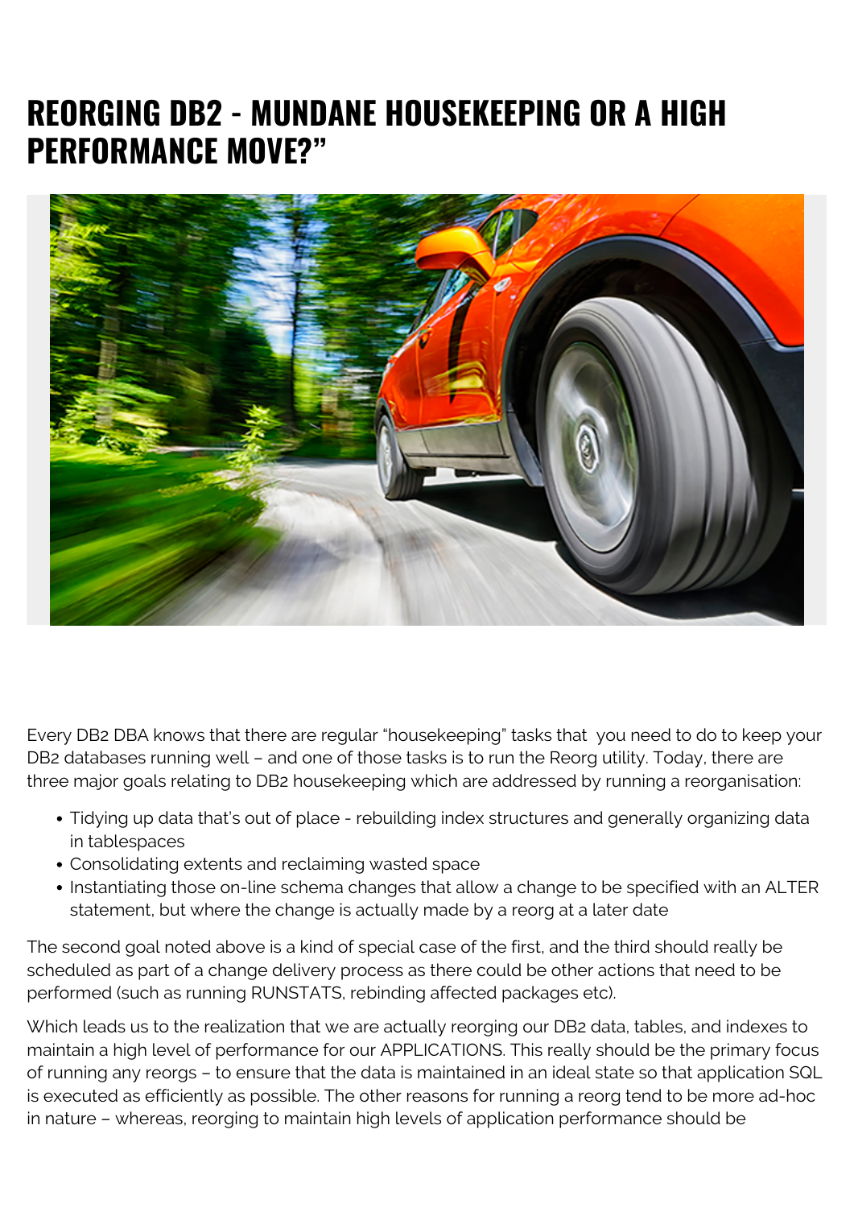# REORGING DB2 - MUNDANE HOUSEKEEPING OR A HIGH PERFORMANCE MOVE?”

Every DB2 DBA knows that there are regular “housekeeping” tasks that you need to do to keep your DB2 databases running well – and one of those tasks is to run the Reorg utility. Today, there are three major goals relating to DB2 housekeeping which are addressed by running a reorganisation:

- Tidying up data that’s out of place - rebuilding index structures and generally organizing data in tablespaces
- Consolidating extents and reclaiming wasted space
- Instantiating those on-line schema changes that allow a change to be specified with an ALTER statement, but where the change is actually made by a reorg at a later date

The second goal noted above is a kind of special case of the first, and the third should really be scheduled as part of a change delivery process as there could be other actions that need to be performed (such as running RUNSTATS, rebinding affected packages etc).

Which leads us to the realization that we are actually reorging our DB2 data, tables, and indexes to maintain a high level of performance for our APPLICATIONS. This really should be the primary focus of running any reorgs – to ensure that the data is maintained in an ideal state so that application SQL is executed as efficiently as possible. The other reasons for running a reorg tend to be more ad-hoc in nature – whereas, reorging to maintain high levels of application performance should be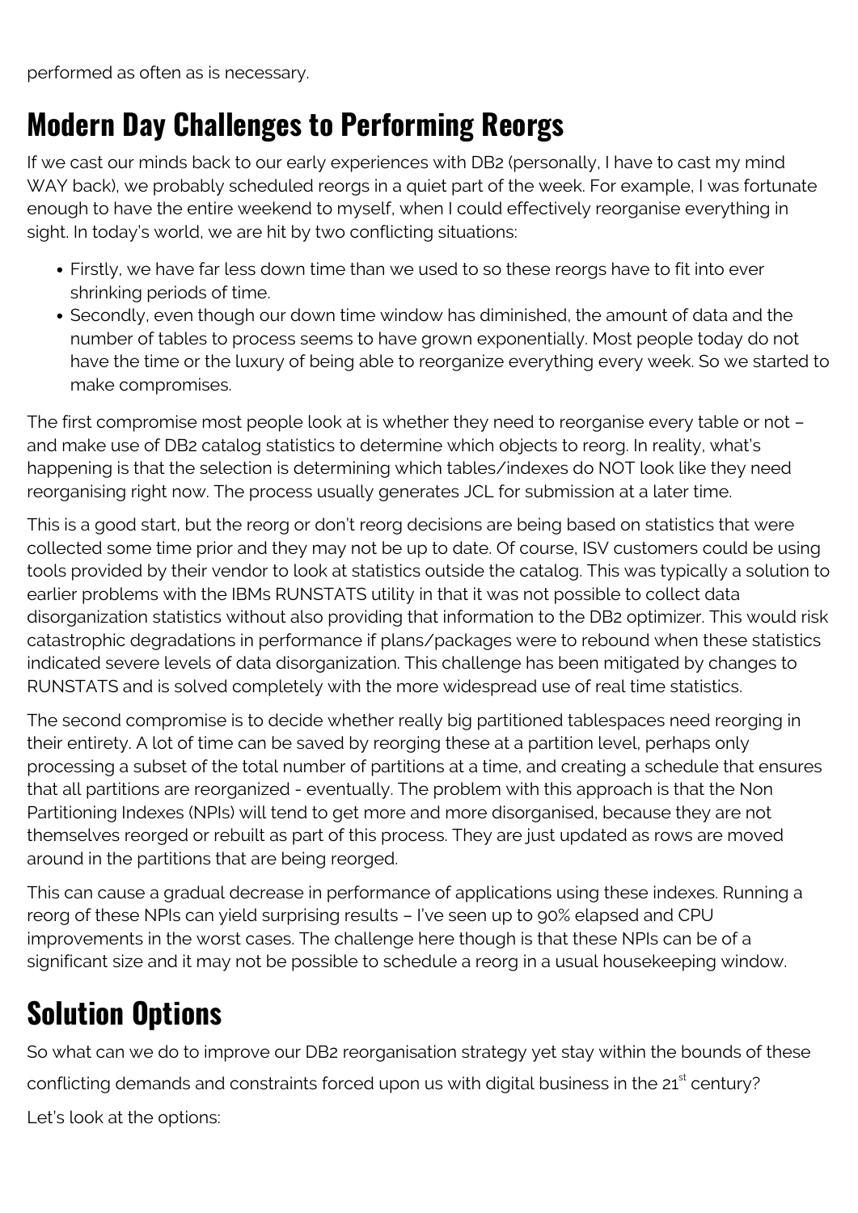performed as often as is necessary.

## Modern Day Challenges to Performing Reorgs

If we cast our minds back to our early experiences with DB2 (personally, I have to cast my mind WAY back), we probably scheduled reorgs in a quiet part of the week. For example, I was fortunate enough to have the entire weekend to myself, when I could effectively reorganise everything in sight. In today's world, we are hit by two conflicting situations:

- Firstly, we have far less down time than we used to so these reorgs have to fit into ever shrinking periods of time.
- Secondly, even though our down time window has diminished, the amount of data and the number of tables to process seems to have grown exponentially. Most people today do not have the time or the luxury of being able to reorganize everything every week. So we started to make compromises.

The first compromise most people look at is whether they need to reorganise every table or not – and make use of DB2 catalog statistics to determine which objects to reorg. In reality, what's happening is that the selection is determining which tables/indexes do NOT look like they need reorganising right now. The process usually generates JCL for submission at a later time.

This is a good start, but the reorg or don't reorg decisions are being based on statistics that were collected some time prior and they may not be up to date. Of course, ISV customers could be using tools provided by their vendor to look at statistics outside the catalog. This was typically a solution to earlier problems with the IBMs RUNSTATS utility in that it was not possible to collect data disorganization statistics without also providing that information to the DB2 optimizer. This would risk catastrophic degradations in performance if plans/packages were to rebound when these statistics indicated severe levels of data disorganization. This challenge has been mitigated by changes to RUNSTATS and is solved completely with the more widespread use of real time statistics.

The second compromise is to decide whether really big partitioned tablespaces need reorging in their entirety. A lot of time can be saved by reorging these at a partition level, perhaps only processing a subset of the total number of partitions at a time, and creating a schedule that ensures that all partitions are reorganized - eventually. The problem with this approach is that the Non Partitioning Indexes (NPIs) will tend to get more and more disorganised, because they are not themselves reorged or rebuilt as part of this process. They are just updated as rows are moved around in the partitions that are being reorged.

This can cause a gradual decrease in performance of applications using these indexes. Running a reorg of these NPIs can yield surprising results – I've seen up to 90% elapsed and CPU improvements in the worst cases. The challenge here though is that these NPIs can be of a significant size and it may not be possible to schedule a reorg in a usual housekeeping window.

## Solution Options

So what can we do to improve our DB2 reorganisation strategy yet stay within the bounds of these conflicting demands and constraints forced upon us with digital business in the 21st century?

Let's look at the options: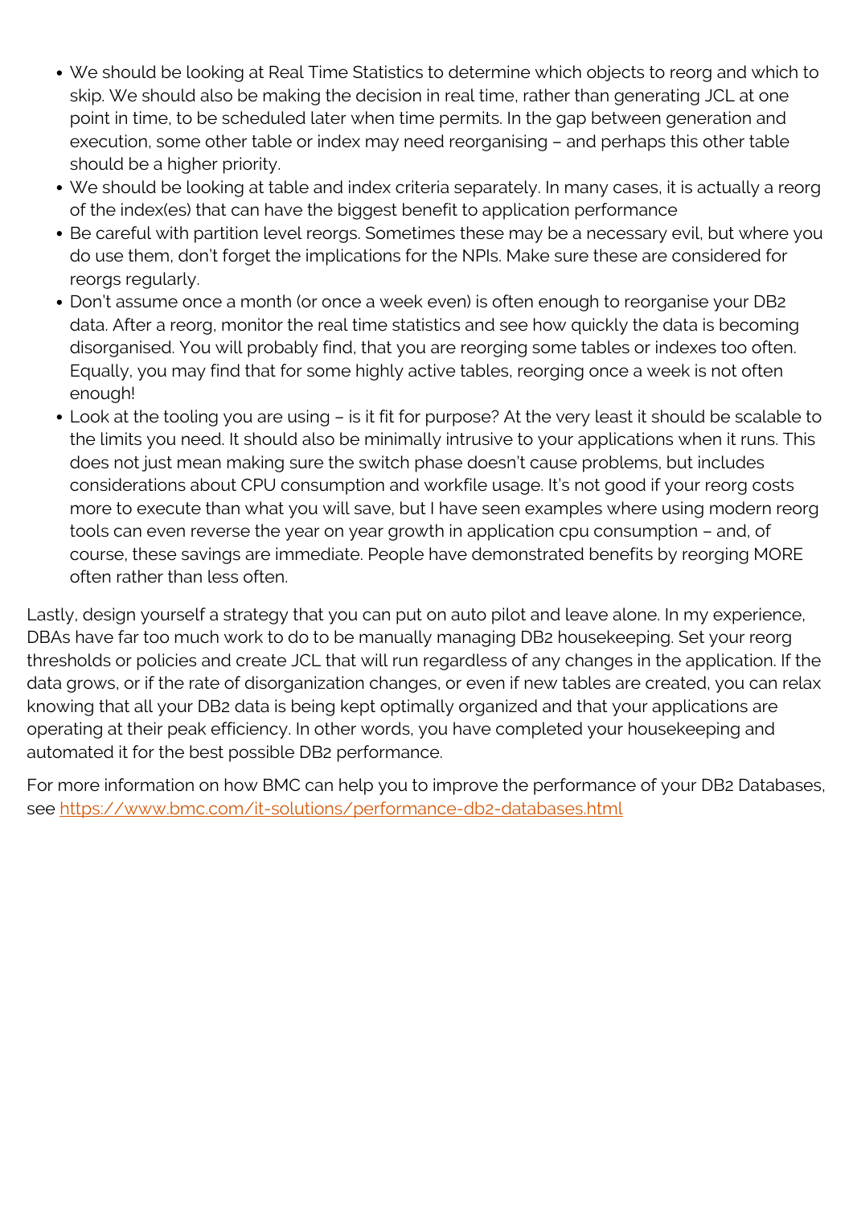- We should be looking at Real Time Statistics to determine which objects to reorg and which to skip. We should also be making the decision in real time, rather than generating JCL at one point in time, to be scheduled later when time permits. In the gap between generation and execution, some other table or index may need reorganising – and perhaps this other table should be a higher priority.
- We should be looking at table and index criteria separately. In many cases, it is actually a reorg of the index(es) that can have the biggest benefit to application performance
- Be careful with partition level reorgs. Sometimes these may be a necessary evil, but where you do use them, don't forget the implications for the NPIs. Make sure these are considered for reorgs regularly.
- Don't assume once a month (or once a week even) is often enough to reorganise your DB2 data. After a reorg, monitor the real time statistics and see how quickly the data is becoming disorganised. You will probably find, that you are reorging some tables or indexes too often. Equally, you may find that for some highly active tables, reorging once a week is not often enough!
- Look at the tooling you are using – is it fit for purpose? At the very least it should be scalable to the limits you need. It should also be minimally intrusive to your applications when it runs. This does not just mean making sure the switch phase doesn't cause problems, but includes considerations about CPU consumption and workfile usage. It's not good if your reorg costs more to execute than what you will save, but I have seen examples where using modern reorg tools can even reverse the year on year growth in application cpu consumption – and, of course, these savings are immediate. People have demonstrated benefits by reorging MORE often rather than less often.

Lastly, design yourself a strategy that you can put on auto pilot and leave alone. In my experience, DBAs have far too much work to do to be manually managing DB2 housekeeping. Set your reorg thresholds or policies and create JCL that will run regardless of any changes in the application. If the data grows, or if the rate of disorganization changes, or even if new tables are created, you can relax knowing that all your DB2 data is being kept optimally organized and that your applications are operating at their peak efficiency. In other words, you have completed your housekeeping and automated it for the best possible DB2 performance.

For more information on how BMC can help you to improve the performance of your DB2 Databases, see [https://www.bmc.com/it-solutions/performance-db2-databases.html](https://www.bmc.com/it-solutions/performance-db2-databases.html)